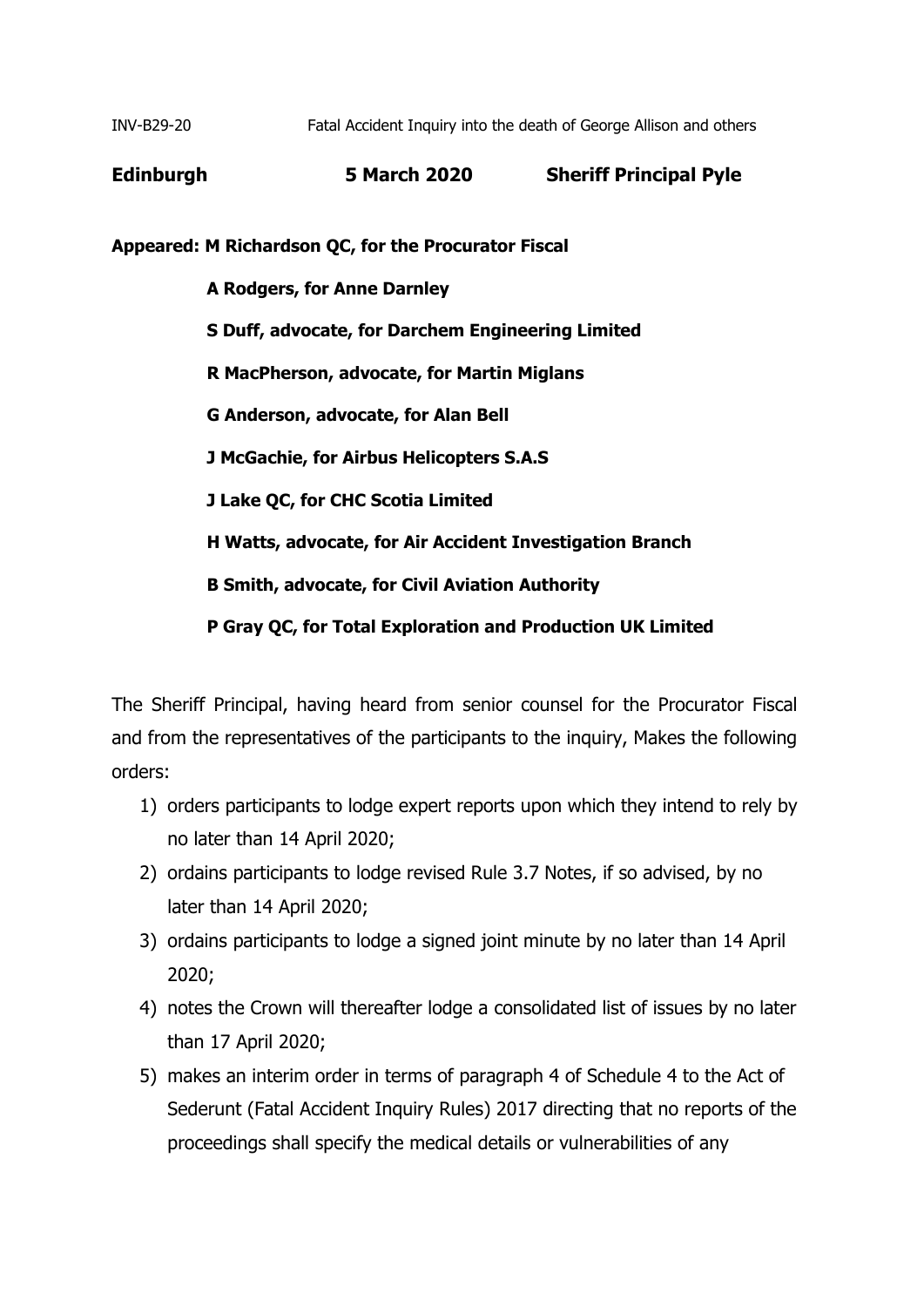INV-B29-20 Fatal Accident Inquiry into the death of George Allison and others

**Edinburgh 5 March 2020 Sheriff Principal Pyle**

**Appeared: M Richardson QC, for the Procurator Fiscal**

**A Rodgers, for Anne Darnley**

**S Duff, advocate, for Darchem Engineering Limited**

**R MacPherson, advocate, for Martin Miglans**

**G Anderson, advocate, for Alan Bell**

**J McGachie, for Airbus Helicopters S.A.S**

**J Lake QC, for CHC Scotia Limited**

**H Watts, advocate, for Air Accident Investigation Branch**

**B Smith, advocate, for Civil Aviation Authority**

**P Gray QC, for Total Exploration and Production UK Limited**

The Sheriff Principal, having heard from senior counsel for the Procurator Fiscal and from the representatives of the participants to the inquiry, Makes the following orders:

1) orders participants to lodge expert reports upon which they intend to rely by no later than 14 April 2020;
2) ordains participants to lodge revised Rule 3.7 Notes, if so advised, by no later than 14 April 2020;
3) ordains participants to lodge a signed joint minute by no later than 14 April 2020;
4) notes the Crown will thereafter lodge a consolidated list of issues by no later than 17 April 2020;
5) makes an interim order in terms of paragraph 4 of Schedule 4 to the Act of Sederunt (Fatal Accident Inquiry Rules) 2017 directing that no reports of the proceedings shall specify the medical details or vulnerabilities of any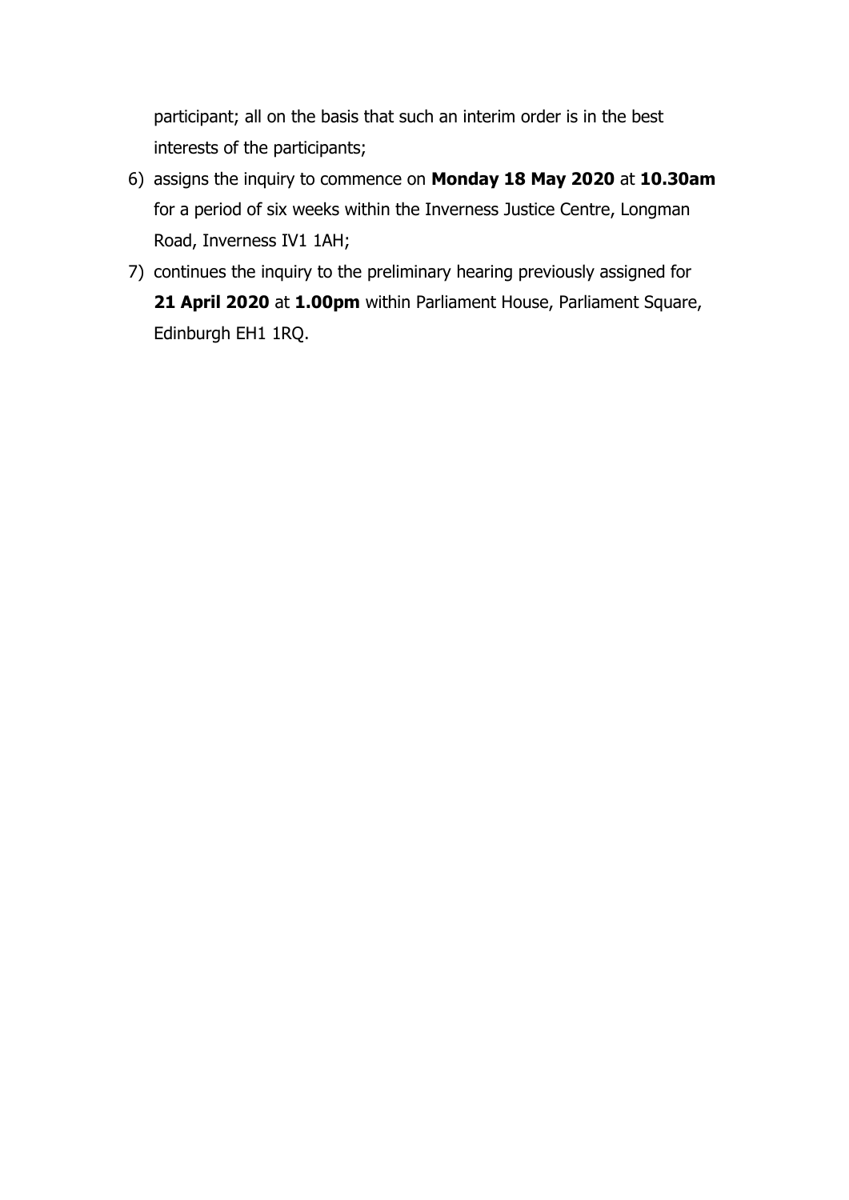participant; all on the basis that such an interim order is in the best interests of the participants;

6) assigns the inquiry to commence on **Monday 18 May 2020** at **10.30am** for a period of six weeks within the Inverness Justice Centre, Longman Road, Inverness IV1 1AH;
7) continues the inquiry to the preliminary hearing previously assigned for **21 April 2020** at **1.00pm** within Parliament House, Parliament Square, Edinburgh EH1 1RQ.